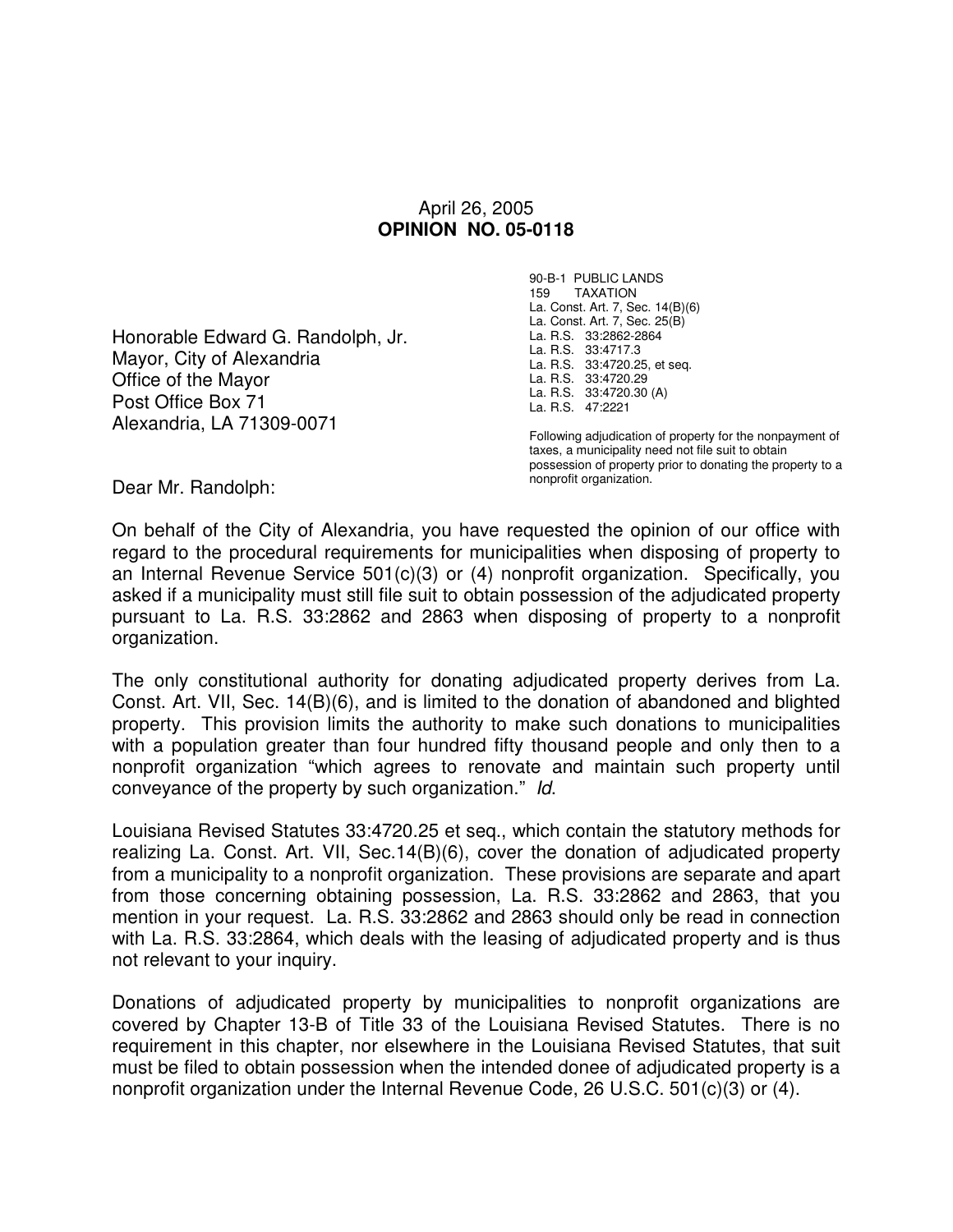April 26, 2005

**OPINION NO. 05-0118**

Honorable Edward G. Randolph, Jr.
Mayor, City of Alexandria
Office of the Mayor
Post Office Box 71
Alexandria, LA 71309-0071

90-B-1 PUBLIC LANDS
159 TAXATION
La. Const. Art. 7, Sec. 14(B)(6)
La. Const. Art. 7, Sec. 25(B)
La. R.S. 33:2862-2864
La. R.S. 33:4717.3
La. R.S. 33:4720.25, et seq.
La. R.S. 33:4720.29
La. R.S. 33:4720.30 (A)
La. R.S. 47:2221

Following adjudication of property for the nonpayment of taxes, a municipality need not file suit to obtain possession of property prior to donating the property to a nonprofit organization.

Dear Mr. Randolph:

On behalf of the City of Alexandria, you have requested the opinion of our office with regard to the procedural requirements for municipalities when disposing of property to an Internal Revenue Service 501(c)(3) or (4) nonprofit organization. Specifically, you asked if a municipality must still file suit to obtain possession of the adjudicated property pursuant to La. R.S. 33:2862 and 2863 when disposing of property to a nonprofit organization.

The only constitutional authority for donating adjudicated property derives from La. Const. Art. VII, Sec. 14(B)(6), and is limited to the donation of abandoned and blighted property. This provision limits the authority to make such donations to municipalities with a population greater than four hundred fifty thousand people and only then to a nonprofit organization "which agrees to renovate and maintain such property until conveyance of the property by such organization." *Id.*

Louisiana Revised Statutes 33:4720.25 et seq., which contain the statutory methods for realizing La. Const. Art. VII, Sec.14(B)(6), cover the donation of adjudicated property from a municipality to a nonprofit organization. These provisions are separate and apart from those concerning obtaining possession, La. R.S. 33:2862 and 2863, that you mention in your request. La. R.S. 33:2862 and 2863 should only be read in connection with La. R.S. 33:2864, which deals with the leasing of adjudicated property and is thus not relevant to your inquiry.

Donations of adjudicated property by municipalities to nonprofit organizations are covered by Chapter 13-B of Title 33 of the Louisiana Revised Statutes. There is no requirement in this chapter, nor elsewhere in the Louisiana Revised Statutes, that suit must be filed to obtain possession when the intended donee of adjudicated property is a nonprofit organization under the Internal Revenue Code, 26 U.S.C. 501(c)(3) or (4).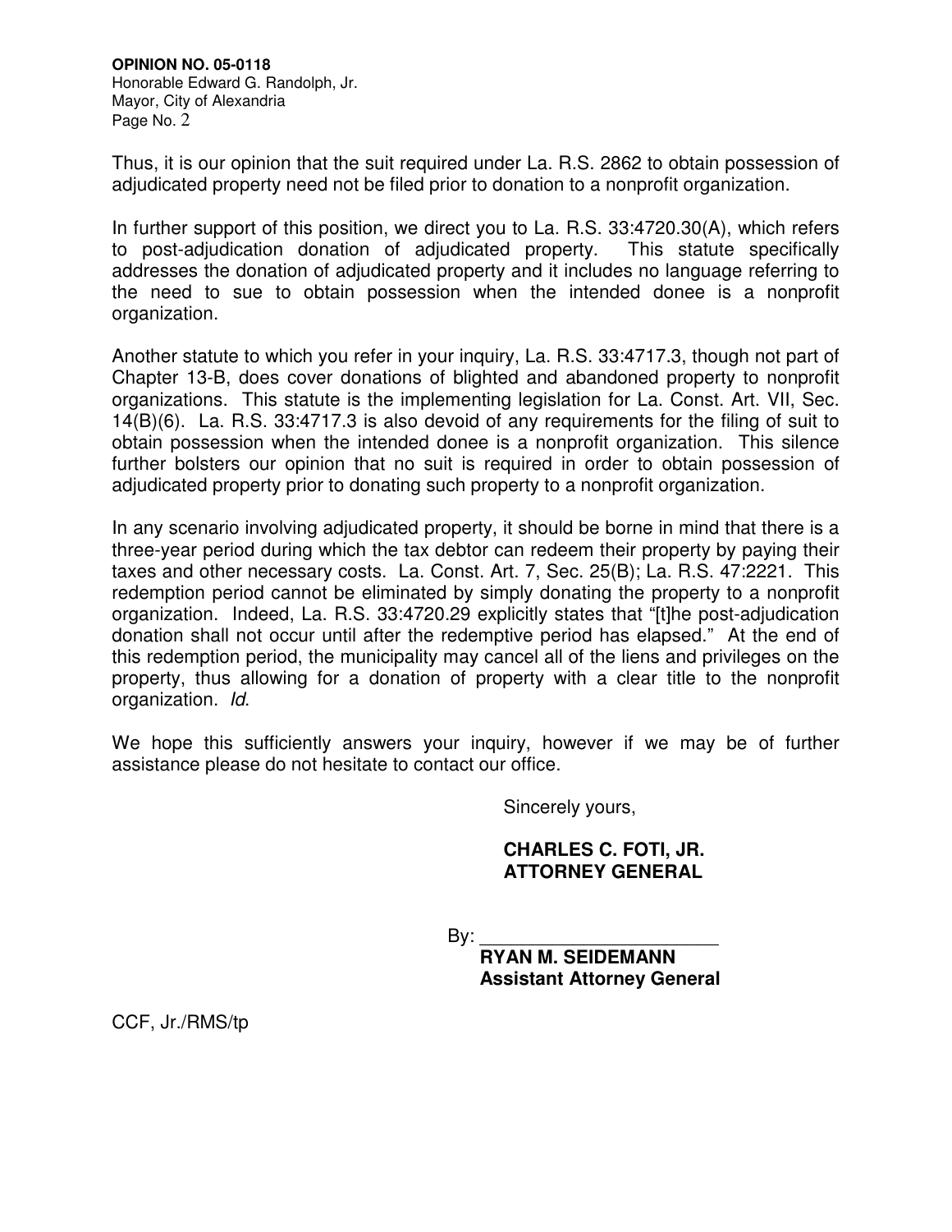Thus, it is our opinion that the suit required under La. R.S. 2862 to obtain possession of adjudicated property need not be filed prior to donation to a nonprofit organization.

In further support of this position, we direct you to La. R.S. 33:4720.30(A), which refers to post-adjudication donation of adjudicated property. This statute specifically addresses the donation of adjudicated property and it includes no language referring to the need to sue to obtain possession when the intended donee is a nonprofit organization.

Another statute to which you refer in your inquiry, La. R.S. 33:4717.3, though not part of Chapter 13-B, does cover donations of blighted and abandoned property to nonprofit organizations. This statute is the implementing legislation for La. Const. Art. VII, Sec. 14(B)(6). La. R.S. 33:4717.3 is also devoid of any requirements for the filing of suit to obtain possession when the intended donee is a nonprofit organization. This silence further bolsters our opinion that no suit is required in order to obtain possession of adjudicated property prior to donating such property to a nonprofit organization.

In any scenario involving adjudicated property, it should be borne in mind that there is a three-year period during which the tax debtor can redeem their property by paying their taxes and other necessary costs. La. Const. Art. 7, Sec. 25(B); La. R.S. 47:2221. This redemption period cannot be eliminated by simply donating the property to a nonprofit organization. Indeed, La. R.S. 33:4720.29 explicitly states that "[t]he post-adjudication donation shall not occur until after the redemptive period has elapsed." At the end of this redemption period, the municipality may cancel all of the liens and privileges on the property, thus allowing for a donation of property with a clear title to the nonprofit organization. *Id*.

We hope this sufficiently answers your inquiry, however if we may be of further assistance please do not hesitate to contact our office.

Sincerely yours,

**CHARLES C. FOTI, JR.**
**ATTORNEY GENERAL**

By: ______________________
**RYAN M. SEIDEMANN**
**Assistant Attorney General**

CCF, Jr./RMS/tp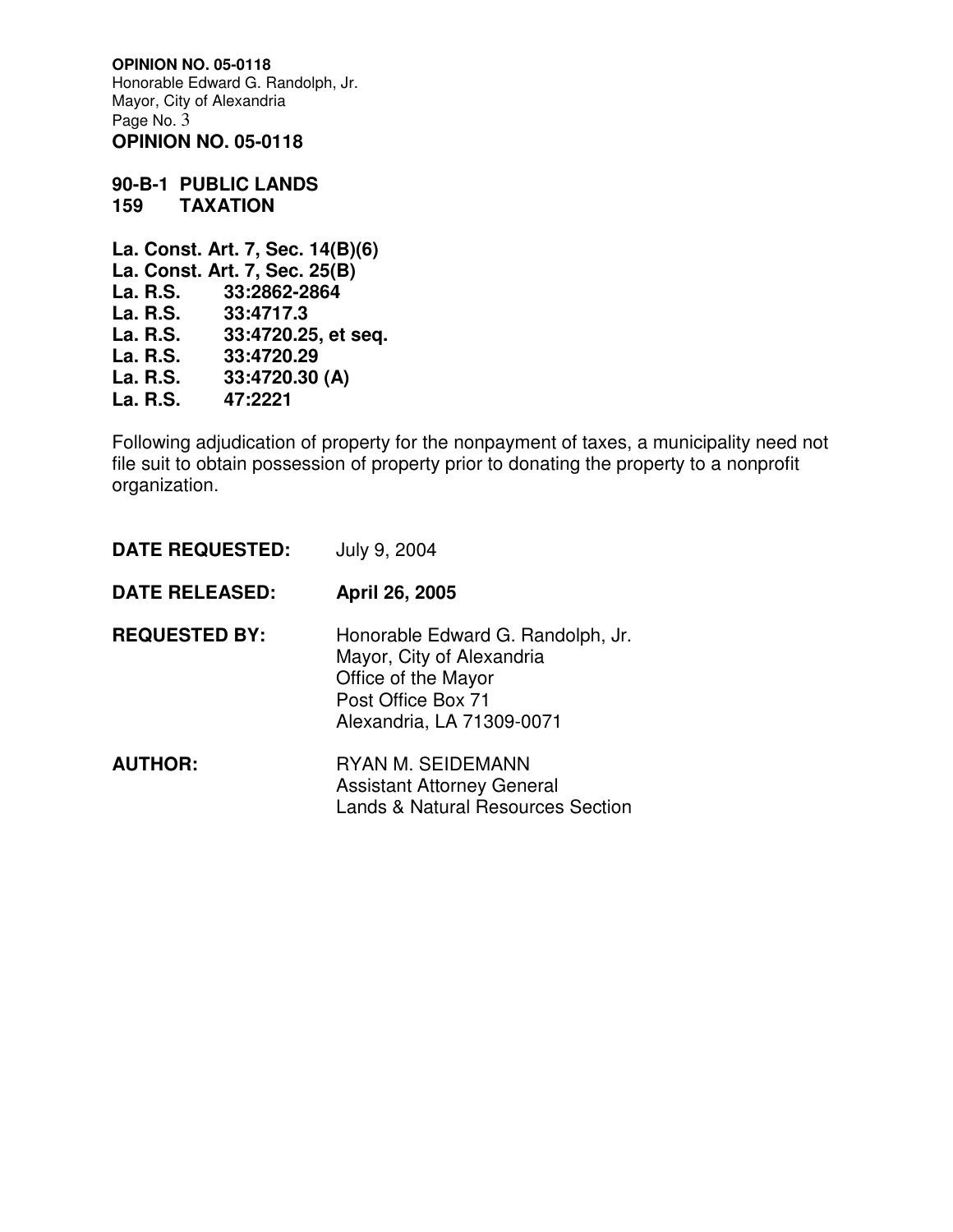**OPINION NO. 05-0118**

**90-B-1 PUBLIC LANDS**
**159 TAXATION**

**La. Const. Art. 7, Sec. 14(B)(6)**
**La. Const. Art. 7, Sec. 25(B)**
**La. R.S. 33:2862-2864**
**La. R.S. 33:4717.3**
**La. R.S. 33:4720.25, et seq.**
**La. R.S. 33:4720.29**
**La. R.S. 33:4720.30 (A)**
**La. R.S. 47:2221**

Following adjudication of property for the nonpayment of taxes, a municipality need not file suit to obtain possession of property prior to donating the property to a nonprofit organization.

**DATE REQUESTED:** July 9, 2004

**DATE RELEASED:** **April 26, 2005**

**REQUESTED BY:** Honorable Edward G. Randolph, Jr.
Mayor, City of Alexandria
Office of the Mayor
Post Office Box 71
Alexandria, LA 71309-0071

**AUTHOR:** RYAN M. SEIDEMANN
Assistant Attorney General
Lands & Natural Resources Section